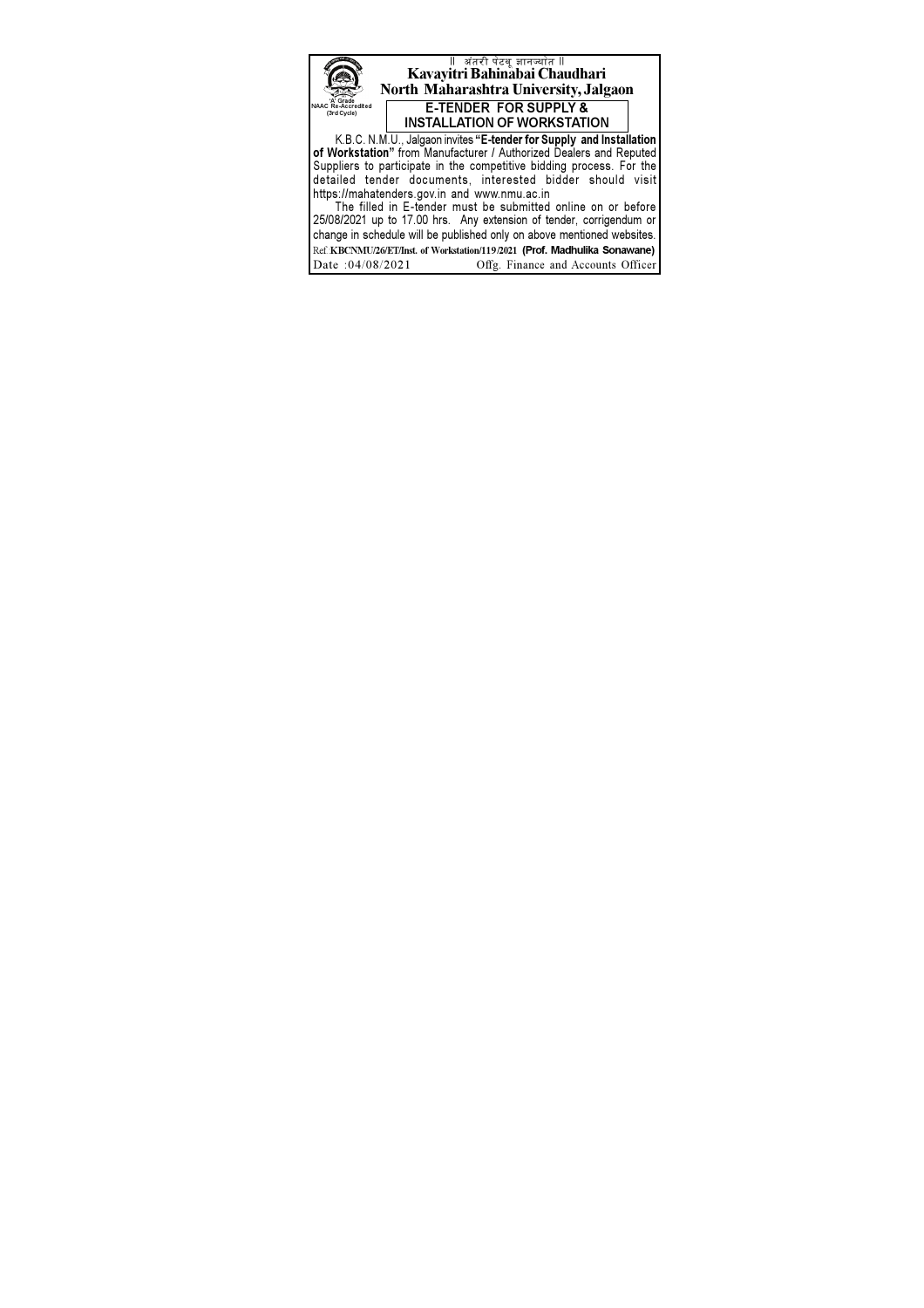|| अंतरी पेटवू ज्ञानज्योत ||

# Kavayitri Bahinabai Chaudhari North Maharashtra University, Jalgaon

'A' Grade
NAAC Re-Accredited
(3rd Cycle)

## E-TENDER FOR SUPPLY & INSTALLATION OF WORKSTATION

K.B.C. N.M.U., Jalgaon invites **"E-tender for Supply and Installation of Workstation"** from Manufacturer / Authorized Dealers and Reputed Suppliers to participate in the competitive bidding process. For the detailed tender documents, interested bidder should visit https://mahatenders.gov.in and www.nmu.ac.in

The filled in E-tender must be submitted online on or before 25/08/2021 up to 17.00 hrs. Any extension of tender, corrigendum or change in schedule will be published only on above mentioned websites.

Ref.**KBCNMU/26/ET/Inst. of Workstation/119/2021** **(Prof. Madhulika Sonawane)**

Date :04/08/2021 Offg. Finance and Accounts Officer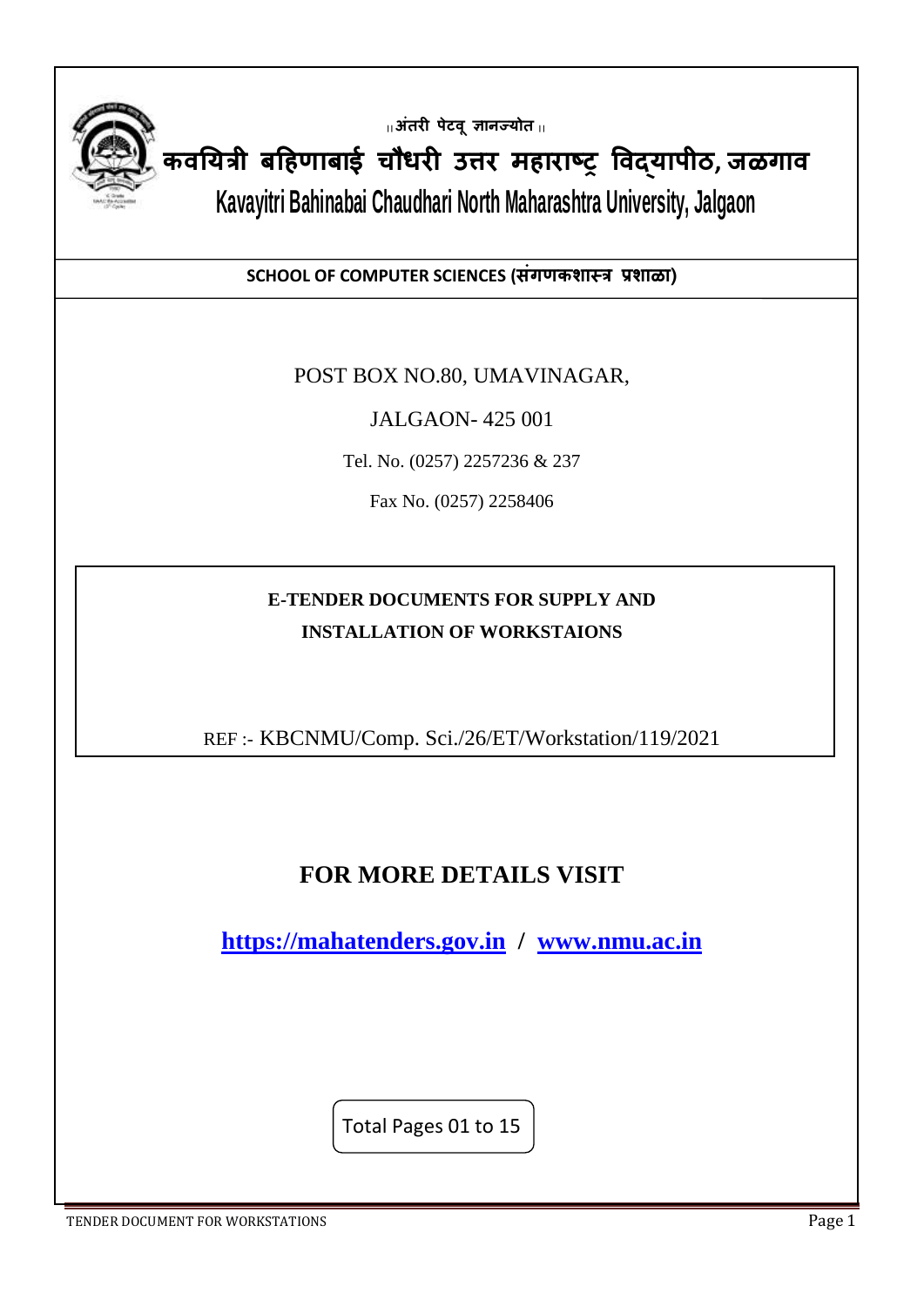॥ अंतरी पेटवू ज्ञानज्योत ॥

# कवयित्री बहिणाबाई चौधरी उत्तर महाराष्ट्र विद्यापीठ, जळगाव

# Kavayitri Bahinabai Chaudhari North Maharashtra University, Jalgaon

**SCHOOL OF COMPUTER SCIENCES (संगणकशास्त्र प्रशाळा)**

POST BOX NO.80, UMAVINAGAR,

JALGAON- 425 001

Tel. No. (0257) 2257236 & 237

Fax No. (0257) 2258406

**E-TENDER DOCUMENTS FOR SUPPLY AND INSTALLATION OF WORKSTAIONS**

REF :- KBCNMU/Comp. Sci./26/ET/Workstation/119/2021

## FOR MORE DETAILS VISIT

**https://mahatenders.gov.in / www.nmu.ac.in**

Total Pages 01 to 15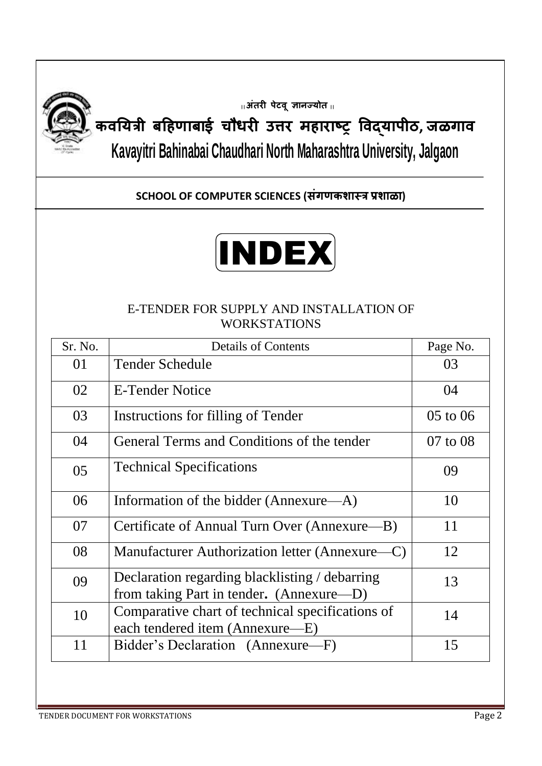॥अंतरी पेटवू ज्ञानज्योत॥

# कवयित्री बहिणाबाई चौधरी उत्तर महाराष्ट्र विद्यापीठ, जळगाव

# Kavayitri Bahinabai Chaudhari North Maharashtra University, Jalgaon

**SCHOOL OF COMPUTER SCIENCES (संगणकशास्त्र प्रशाळा)**

# INDEX

E-TENDER FOR SUPPLY AND INSTALLATION OF WORKSTATIONS

| Sr. No. | Details of Contents | Page No. |
|---|---|---|
| 01 | Tender Schedule | 03 |
| 02 | E-Tender Notice | 04 |
| 03 | Instructions for filling of Tender | 05 to 06 |
| 04 | General Terms and Conditions of the tender | 07 to 08 |
| 05 | Technical Specifications | 09 |
| 06 | Information of the bidder (Annexure—A) | 10 |
| 07 | Certificate of Annual Turn Over (Annexure—B) | 11 |
| 08 | Manufacturer Authorization letter (Annexure—C) | 12 |
| 09 | Declaration regarding blacklisting / debarring from taking Part in tender. (Annexure—D) | 13 |
| 10 | Comparative chart of technical specifications of each tendered item (Annexure—E) | 14 |
| 11 | Bidder's Declaration (Annexure—F) | 15 |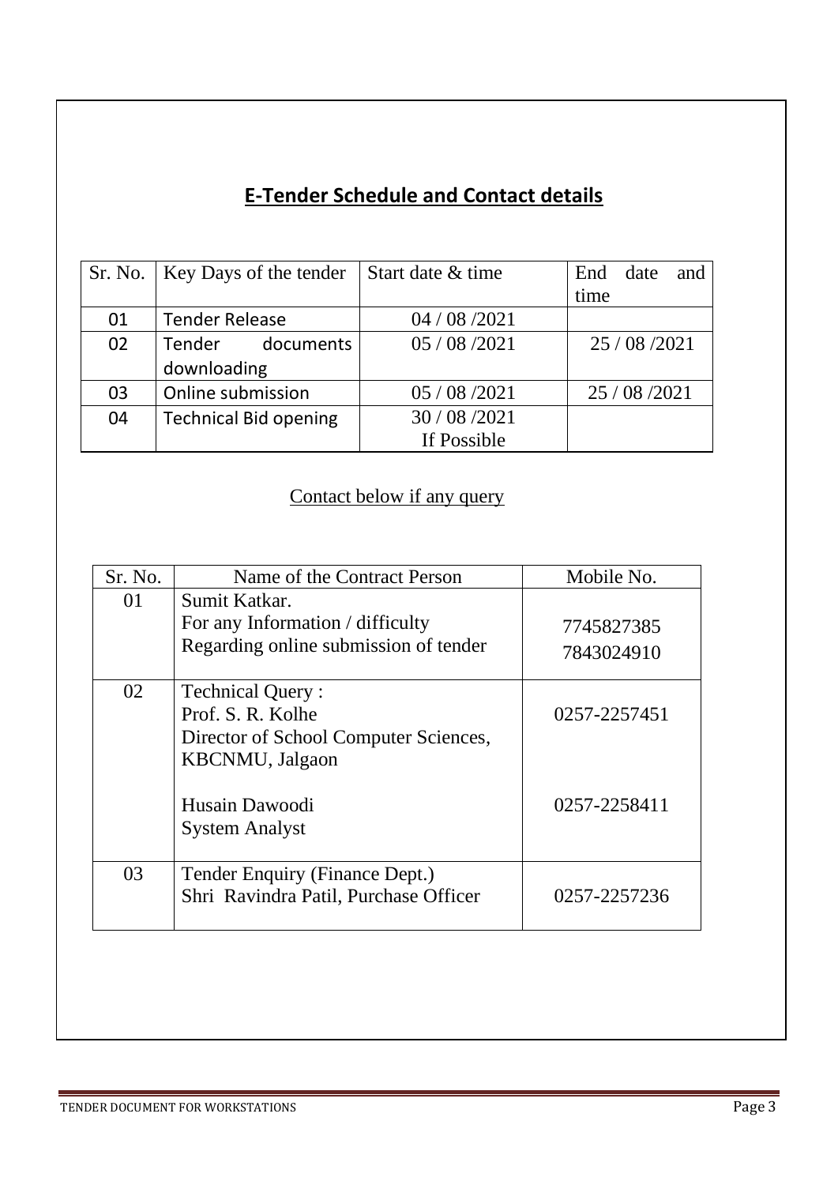## E-Tender Schedule and Contact details

| Sr. No. | Key Days of the tender | Start date & time | End date and time |
|---|---|---|---|
| 01 | Tender Release | 04 / 08 /2021 | |
| 02 | Tender documents downloading | 05 / 08 /2021 | 25 / 08 /2021 |
| 03 | Online submission | 05 / 08 /2021 | 25 / 08 /2021 |
| 04 | Technical Bid opening | 30 / 08 /2021<br>If Possible | |

Contact below if any query

| Sr. No. | Name of the Contract Person | Mobile No. |
|---|---|---|
| 01 | Sumit Katkar.<br>For any Information / difficulty<br>Regarding online submission of tender | 7745827385<br>7843024910 |
| 02 | Technical Query :<br>Prof. S. R. Kolhe<br>Director of School Computer Sciences,<br>KBCNMU, Jalgaon<br><br>Husain Dawoodi<br>System Analyst | 0257-2257451<br><br><br><br><br>0257-2258411 |
| 03 | Tender Enquiry (Finance Dept.)<br>Shri Ravindra Patil, Purchase Officer | 0257-2257236 |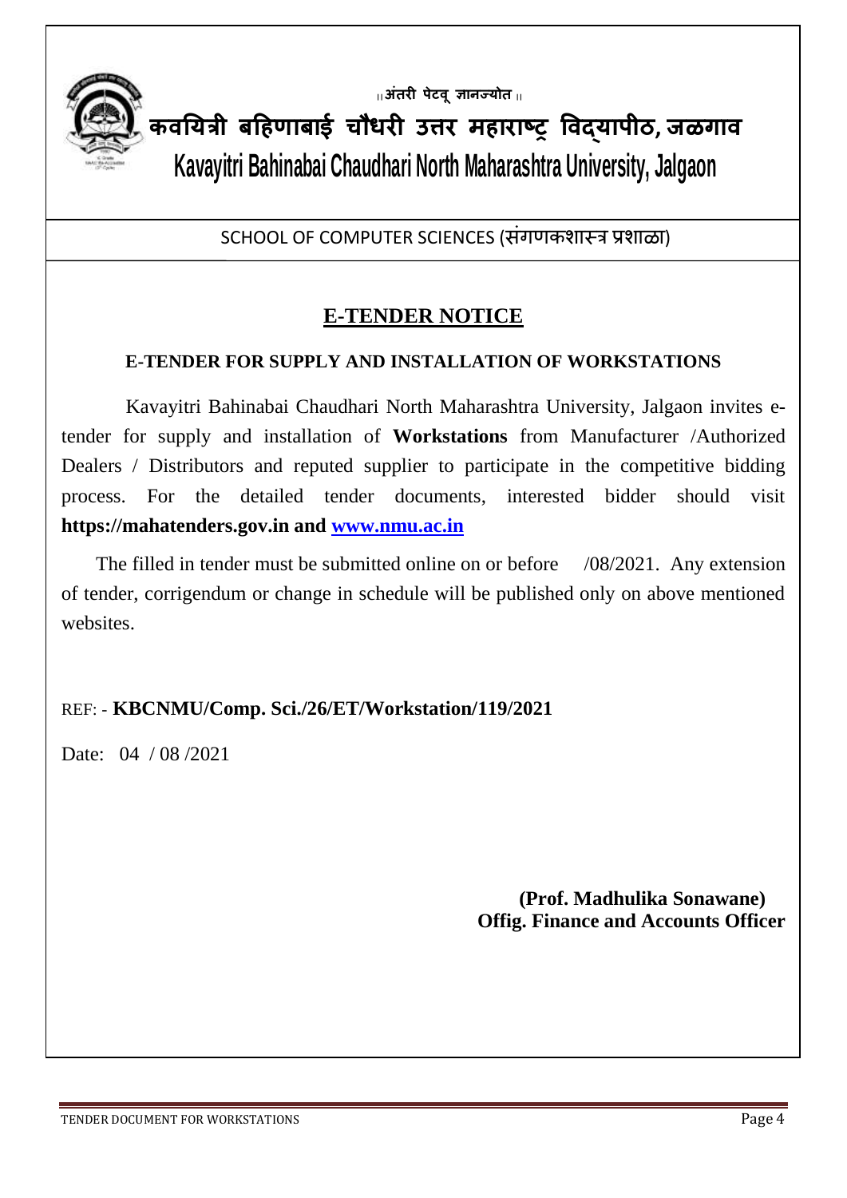॥ अंतरी पेटवू ज्ञानज्योत ॥

# कवयित्री बहिणाबाई चौधरी उत्तर महाराष्ट्र विद्यापीठ, जळगाव

# Kavayitri Bahinabai Chaudhari North Maharashtra University, Jalgaon

SCHOOL OF COMPUTER SCIENCES (संगणकशास्त्र प्रशाळा)

## E-TENDER NOTICE

**E-TENDER FOR SUPPLY AND INSTALLATION OF WORKSTATIONS**

Kavayitri Bahinabai Chaudhari North Maharashtra University, Jalgaon invites e-tender for supply and installation of **Workstations** from Manufacturer /Authorized Dealers / Distributors and reputed supplier to participate in the competitive bidding process. For the detailed tender documents, interested bidder should visit **https://mahatenders.gov.in and [www.nmu.ac.in](www.nmu.ac.in)**

The filled in tender must be submitted online on or before /08/2021. Any extension of tender, corrigendum or change in schedule will be published only on above mentioned websites.

REF: - **KBCNMU/Comp. Sci./26/ET/Workstation/119/2021**

Date: 04 / 08 /2021

**(Prof. Madhulika Sonawane)**
**Offig. Finance and Accounts Officer**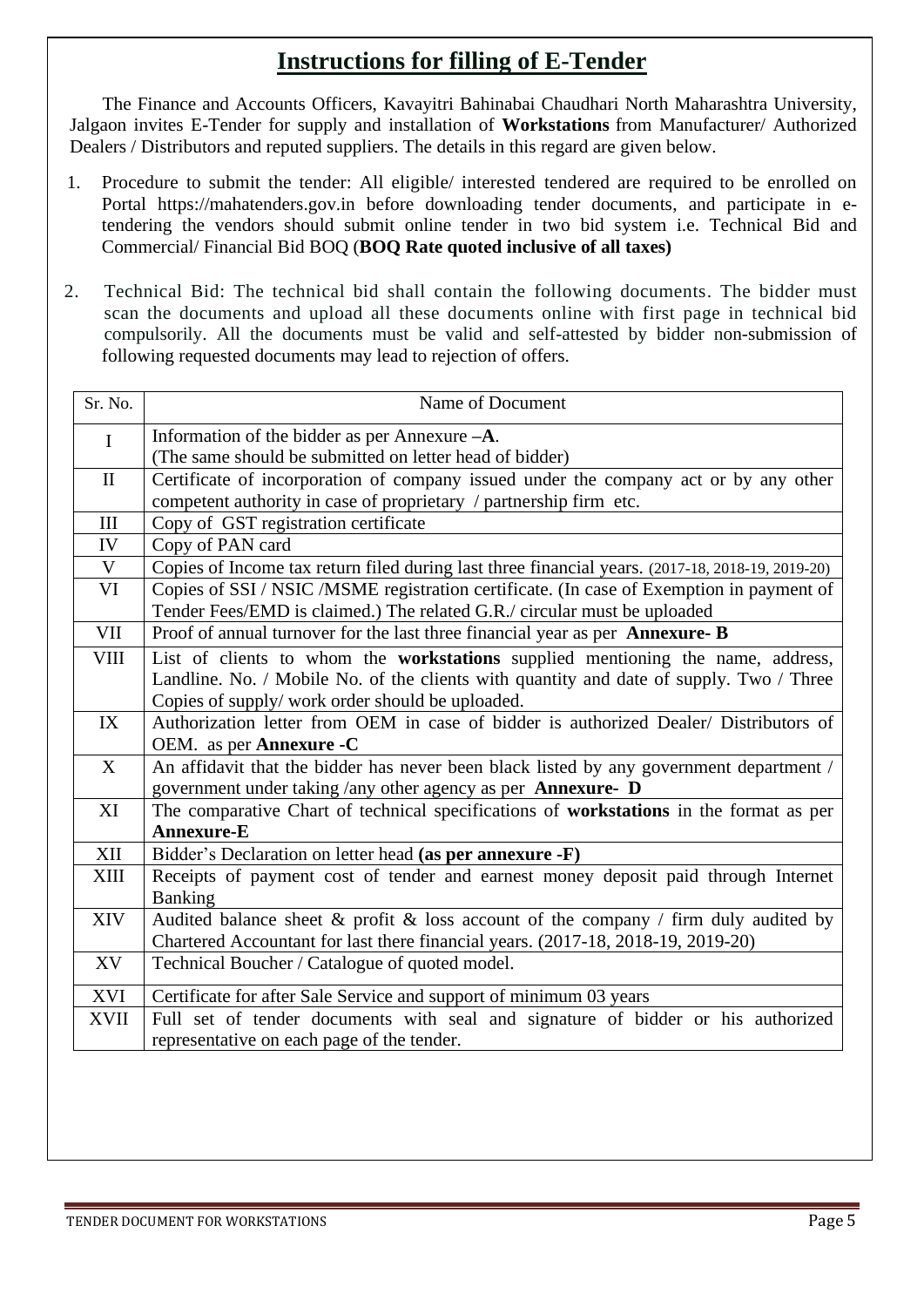# Instructions for filling of E-Tender

The Finance and Accounts Officers, Kavayitri Bahinabai Chaudhari North Maharashtra University, Jalgaon invites E-Tender for supply and installation of **Workstations** from Manufacturer/ Authorized Dealers / Distributors and reputed suppliers. The details in this regard are given below.

1. Procedure to submit the tender: All eligible/ interested tendered are required to be enrolled on Portal https://mahatenders.gov.in before downloading tender documents, and participate in e-tendering the vendors should submit online tender in two bid system i.e. Technical Bid and Commercial/ Financial Bid BOQ (**BOQ Rate quoted inclusive of all taxes)**

2. Technical Bid: The technical bid shall contain the following documents. The bidder must scan the documents and upload all these documents online with first page in technical bid compulsorily. All the documents must be valid and self-attested by bidder non-submission of following requested documents may lead to rejection of offers.

| Sr. No. | Name of Document |
|---|---|
| I | Information of the bidder as per Annexure **–A**. (The same should be submitted on letter head of bidder) |
| II | Certificate of incorporation of company issued under the company act or by any other competent authority in case of proprietary / partnership firm etc. |
| III | Copy of GST registration certificate |
| IV | Copy of PAN card |
| V | Copies of Income tax return filed during last three financial years. (2017-18, 2018-19, 2019-20) |
| VI | Copies of SSI / NSIC /MSME registration certificate. (In case of Exemption in payment of Tender Fees/EMD is claimed.) The related G.R./ circular must be uploaded |
| VII | Proof of annual turnover for the last three financial year as per **Annexure- B** |
| VIII | List of clients to whom the **workstations** supplied mentioning the name, address, Landline. No. / Mobile No. of the clients with quantity and date of supply. Two / Three Copies of supply/ work order should be uploaded. |
| IX | Authorization letter from OEM in case of bidder is authorized Dealer/ Distributors of OEM. as per **Annexure -C** |
| X | An affidavit that the bidder has never been black listed by any government department / government under taking /any other agency as per **Annexure- D** |
| XI | The comparative Chart of technical specifications of **workstations** in the format as per **Annexure-E** |
| XII | Bidder's Declaration on letter head **(as per annexure -F)** |
| XIII | Receipts of payment cost of tender and earnest money deposit paid through Internet Banking |
| XIV | Audited balance sheet & profit & loss account of the company / firm duly audited by Chartered Accountant for last there financial years. (2017-18, 2018-19, 2019-20) |
| XV | Technical Boucher / Catalogue of quoted model. |
| XVI | Certificate for after Sale Service and support of minimum 03 years |
| XVII | Full set of tender documents with seal and signature of bidder or his authorized representative on each page of the tender. |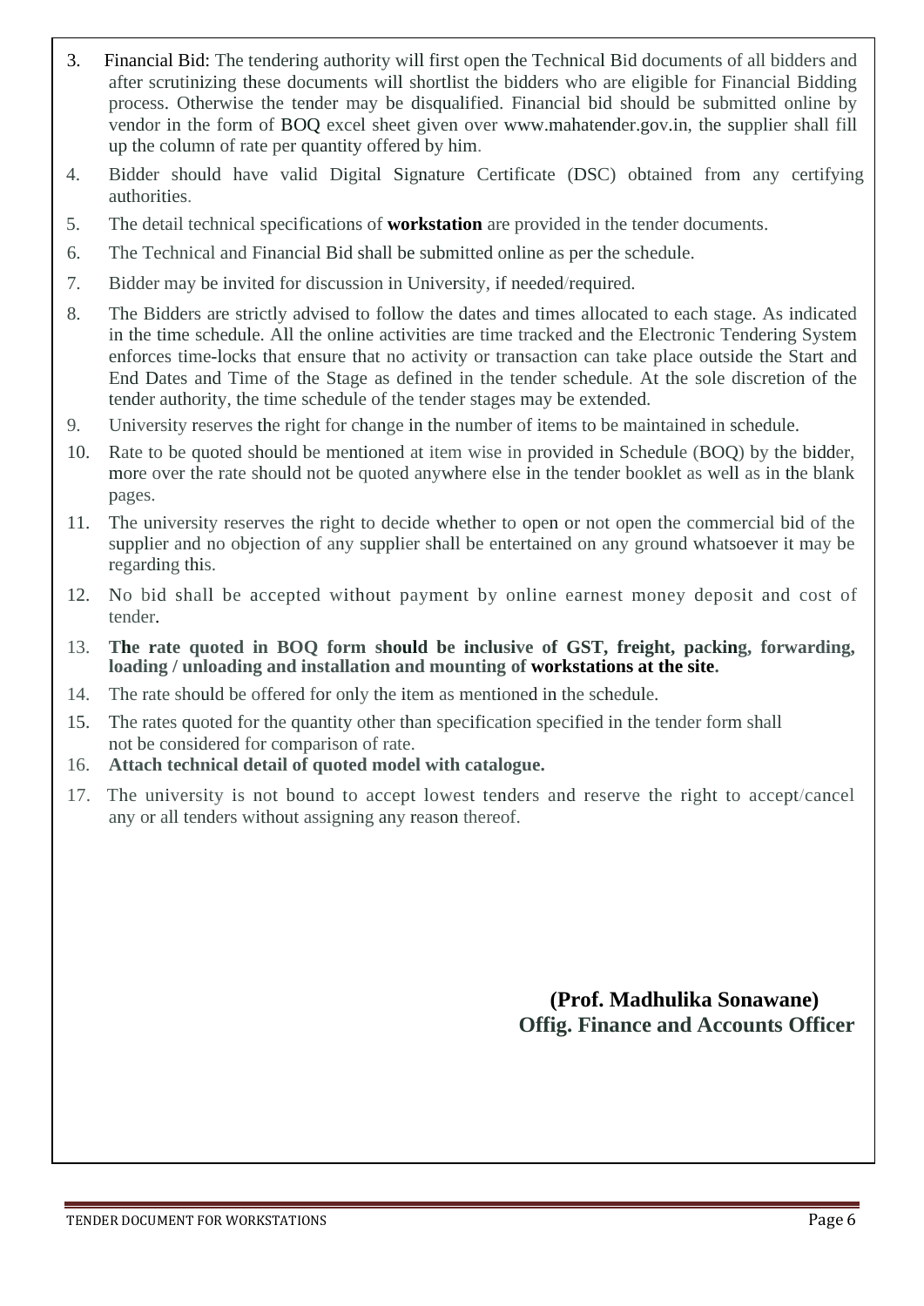3. Financial Bid: The tendering authority will first open the Technical Bid documents of all bidders and after scrutinizing these documents will shortlist the bidders who are eligible for Financial Bidding process. Otherwise the tender may be disqualified. Financial bid should be submitted online by vendor in the form of BOQ excel sheet given over www.mahatender.gov.in, the supplier shall fill up the column of rate per quantity offered by him.
4. Bidder should have valid Digital Signature Certificate (DSC) obtained from any certifying authorities.
5. The detail technical specifications of **workstation** are provided in the tender documents.
6. The Technical and Financial Bid shall be submitted online as per the schedule.
7. Bidder may be invited for discussion in University, if needed/required.
8. The Bidders are strictly advised to follow the dates and times allocated to each stage. As indicated in the time schedule. All the online activities are time tracked and the Electronic Tendering System enforces time-locks that ensure that no activity or transaction can take place outside the Start and End Dates and Time of the Stage as defined in the tender schedule. At the sole discretion of the tender authority, the time schedule of the tender stages may be extended.
9. University reserves the right for change in the number of items to be maintained in schedule.
10. Rate to be quoted should be mentioned at item wise in provided in Schedule (BOQ) by the bidder, more over the rate should not be quoted anywhere else in the tender booklet as well as in the blank pages.
11. The university reserves the right to decide whether to open or not open the commercial bid of the supplier and no objection of any supplier shall be entertained on any ground whatsoever it may be regarding this.
12. No bid shall be accepted without payment by online earnest money deposit and cost of tender.
13. **The rate quoted in BOQ form should be inclusive of GST, freight, packing, forwarding, loading / unloading and installation and mounting of workstations at the site.**
14. The rate should be offered for only the item as mentioned in the schedule.
15. The rates quoted for the quantity other than specification specified in the tender form shall not be considered for comparison of rate.
16. **Attach technical detail of quoted model with catalogue.**
17. The university is not bound to accept lowest tenders and reserve the right to accept/cancel any or all tenders without assigning any reason thereof.

**(Prof. Madhulika Sonawane)**
**Offig. Finance and Accounts Officer**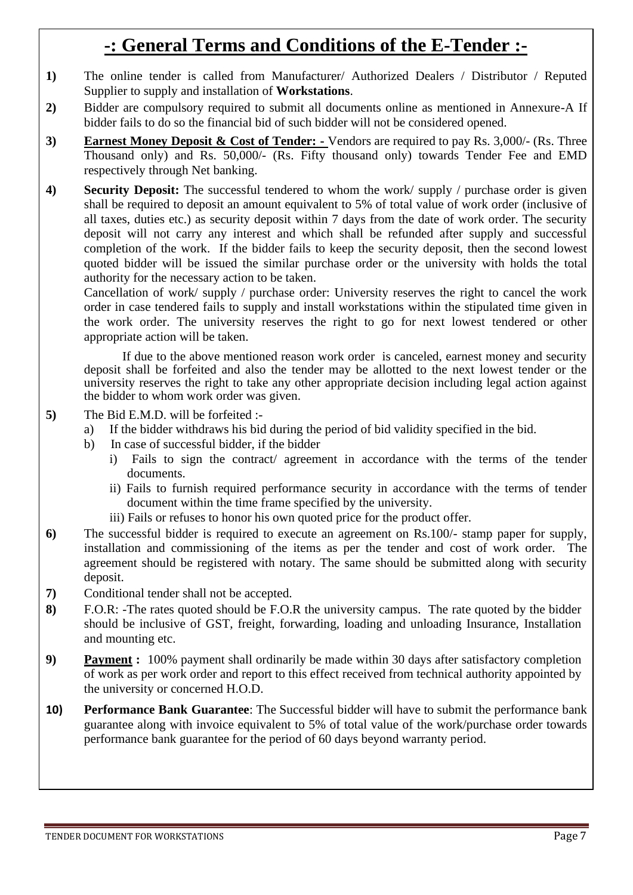# -: General Terms and Conditions of the E-Tender :-

**1)** The online tender is called from Manufacturer/ Authorized Dealers / Distributor / Reputed Supplier to supply and installation of **Workstations**.

**2)** Bidder are compulsory required to submit all documents online as mentioned in Annexure-A If bidder fails to do so the financial bid of such bidder will not be considered opened.

**3)** **Earnest Money Deposit & Cost of Tender: -** Vendors are required to pay Rs. 3,000/- (Rs. Three Thousand only) and Rs. 50,000/- (Rs. Fifty thousand only) towards Tender Fee and EMD respectively through Net banking.

**4)** **Security Deposit:** The successful tendered to whom the work/ supply / purchase order is given shall be required to deposit an amount equivalent to 5% of total value of work order (inclusive of all taxes, duties etc.) as security deposit within 7 days from the date of work order. The security deposit will not carry any interest and which shall be refunded after supply and successful completion of the work. If the bidder fails to keep the security deposit, then the second lowest quoted bidder will be issued the similar purchase order or the university with holds the total authority for the necessary action to be taken.

Cancellation of work/ supply / purchase order: University reserves the right to cancel the work order in case tendered fails to supply and install workstations within the stipulated time given in the work order. The university reserves the right to go for next lowest tendered or other appropriate action will be taken.

If due to the above mentioned reason work order is canceled, earnest money and security deposit shall be forfeited and also the tender may be allotted to the next lowest tender or the university reserves the right to take any other appropriate decision including legal action against the bidder to whom work order was given.

**5)** The Bid E.M.D. will be forfeited :-

a) If the bidder withdraws his bid during the period of bid validity specified in the bid.

b) In case of successful bidder, if the bidder

i) Fails to sign the contract/ agreement in accordance with the terms of the tender documents.

ii) Fails to furnish required performance security in accordance with the terms of tender document within the time frame specified by the university.

iii) Fails or refuses to honor his own quoted price for the product offer.

**6)** The successful bidder is required to execute an agreement on Rs.100/- stamp paper for supply, installation and commissioning of the items as per the tender and cost of work order. The agreement should be registered with notary. The same should be submitted along with security deposit.

**7)** Conditional tender shall not be accepted.

**8)** F.O.R: -The rates quoted should be F.O.R the university campus. The rate quoted by the bidder should be inclusive of GST, freight, forwarding, loading and unloading Insurance, Installation and mounting etc.

**9)** **Payment :** 100% payment shall ordinarily be made within 30 days after satisfactory completion of work as per work order and report to this effect received from technical authority appointed by the university or concerned H.O.D.

**10)** **Performance Bank Guarantee**: The Successful bidder will have to submit the performance bank guarantee along with invoice equivalent to 5% of total value of the work/purchase order towards performance bank guarantee for the period of 60 days beyond warranty period.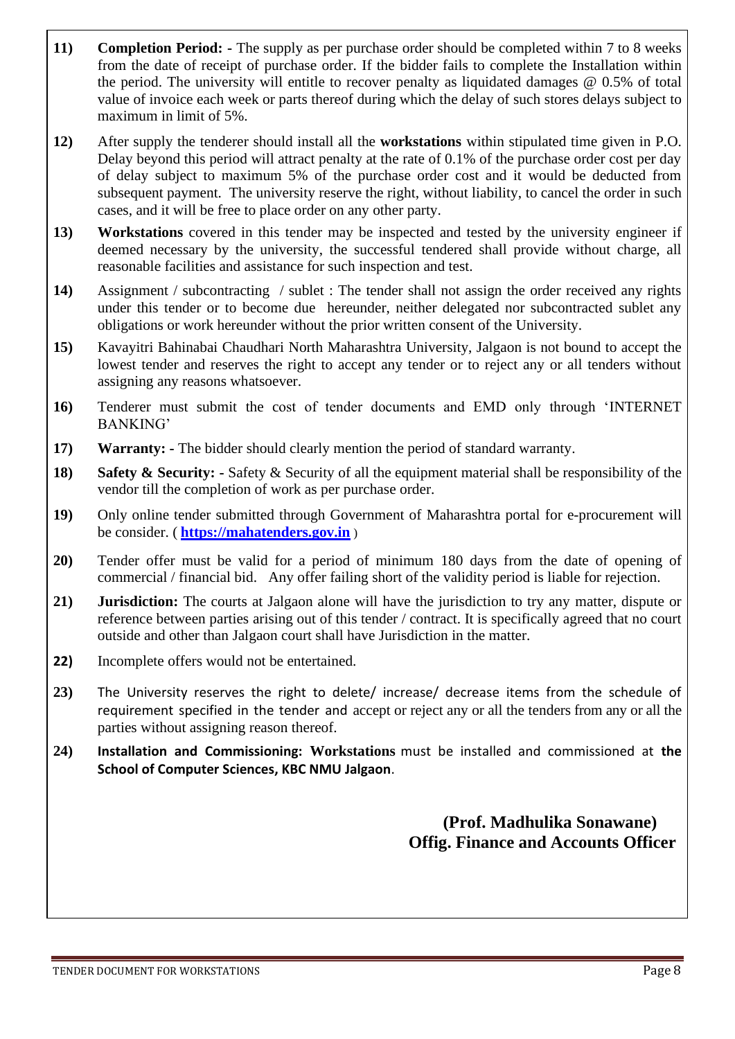11) **Completion Period: -** The supply as per purchase order should be completed within 7 to 8 weeks from the date of receipt of purchase order. If the bidder fails to complete the Installation within the period. The university will entitle to recover penalty as liquidated damages @ 0.5% of total value of invoice each week or parts thereof during which the delay of such stores delays subject to maximum in limit of 5%.

12) After supply the tenderer should install all the **workstations** within stipulated time given in P.O. Delay beyond this period will attract penalty at the rate of 0.1% of the purchase order cost per day of delay subject to maximum 5% of the purchase order cost and it would be deducted from subsequent payment. The university reserve the right, without liability, to cancel the order in such cases, and it will be free to place order on any other party.

13) **Workstations** covered in this tender may be inspected and tested by the university engineer if deemed necessary by the university, the successful tendered shall provide without charge, all reasonable facilities and assistance for such inspection and test.

14) Assignment / subcontracting / sublet : The tender shall not assign the order received any rights under this tender or to become due hereunder, neither delegated nor subcontracted sublet any obligations or work hereunder without the prior written consent of the University.

15) Kavayitri Bahinabai Chaudhari North Maharashtra University, Jalgaon is not bound to accept the lowest tender and reserves the right to accept any tender or to reject any or all tenders without assigning any reasons whatsoever.

16) Tenderer must submit the cost of tender documents and EMD only through 'INTERNET BANKING'

17) **Warranty: -** The bidder should clearly mention the period of standard warranty.

18) **Safety & Security: -** Safety & Security of all the equipment material shall be responsibility of the vendor till the completion of work as per purchase order.

19) Only online tender submitted through Government of Maharashtra portal for e-procurement will be consider. ( **https://mahatenders.gov.in** )

20) Tender offer must be valid for a period of minimum 180 days from the date of opening of commercial / financial bid. Any offer failing short of the validity period is liable for rejection.

21) **Jurisdiction:** The courts at Jalgaon alone will have the jurisdiction to try any matter, dispute or reference between parties arising out of this tender / contract. It is specifically agreed that no court outside and other than Jalgaon court shall have Jurisdiction in the matter.

22) Incomplete offers would not be entertained.

23) The University reserves the right to delete/ increase/ decrease items from the schedule of requirement specified in the tender and accept or reject any or all the tenders from any or all the parties without assigning reason thereof.

24) **Installation and Commissioning: Workstations** must be installed and commissioned at **the School of Computer Sciences, KBC NMU Jalgaon**.

**(Prof. Madhulika Sonawane)**
**Offig. Finance and Accounts Officer**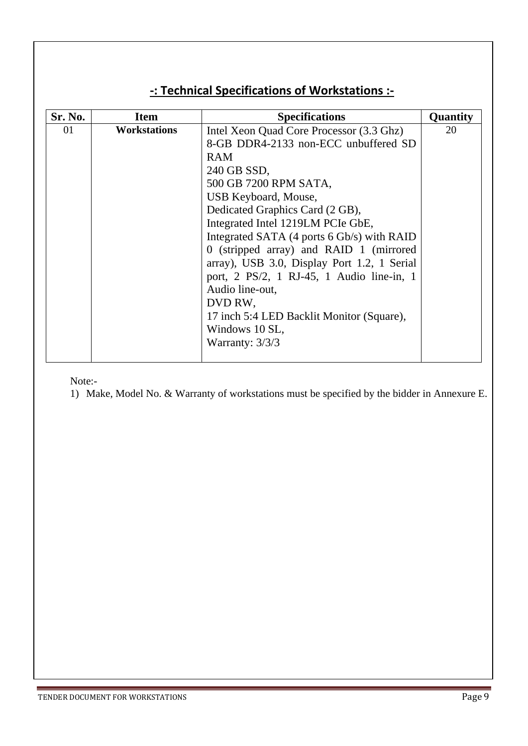## -: Technical Specifications of Workstations :-

| Sr. No. | Item | Specifications | Quantity |
|---|---|---|---|
| 01 | **Workstations** | Intel Xeon Quad Core Processor (3.3 Ghz)<br>8-GB DDR4-2133 non-ECC unbuffered SD RAM<br>240 GB SSD,<br>500 GB 7200 RPM SATA,<br>USB Keyboard, Mouse,<br>Dedicated Graphics Card (2 GB),<br>Integrated Intel 1219LM PCIe GbE,<br>Integrated SATA (4 ports 6 Gb/s) with RAID 0 (stripped array) and RAID 1 (mirrored array), USB 3.0, Display Port 1.2, 1 Serial port, 2 PS/2, 1 RJ-45, 1 Audio line-in, 1 Audio line-out,<br>DVD RW,<br>17 inch 5:4 LED Backlit Monitor (Square),<br>Windows 10 SL,<br>Warranty: 3/3/3 | 20 |

Note:-

1) Make, Model No. & Warranty of workstations must be specified by the bidder in Annexure E.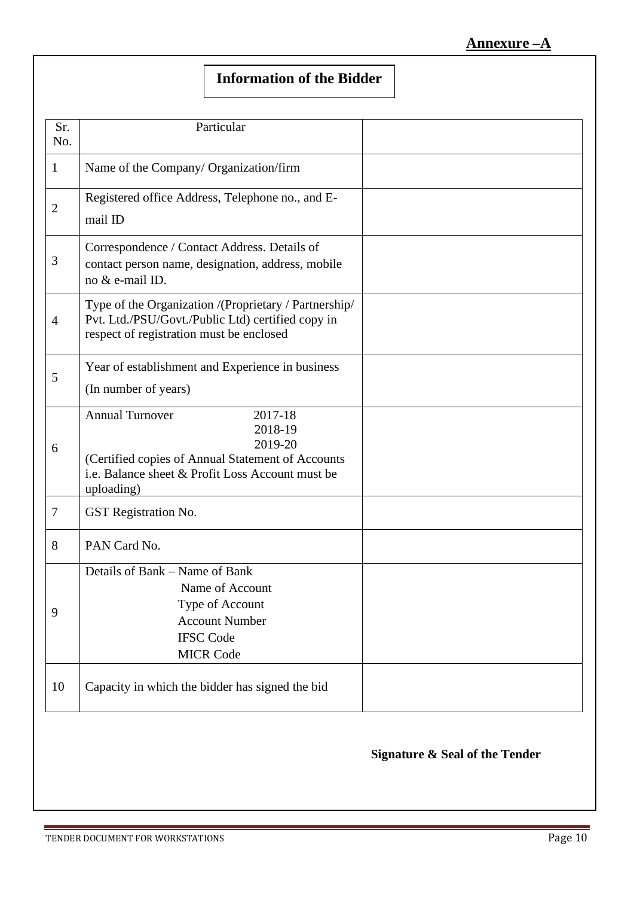**Annexure –A**

## Information of the Bidder

| Sr. No. | Particular | |
|---|---|---|
| 1 | Name of the Company/ Organization/firm | |
| 2 | Registered office Address, Telephone no., and E-mail ID | |
| 3 | Correspondence / Contact Address. Details of contact person name, designation, address, mobile no & e-mail ID. | |
| 4 | Type of the Organization /(Proprietary / Partnership/ Pvt. Ltd./PSU/Govt./Public Ltd) certified copy in respect of registration must be enclosed | |
| 5 | Year of establishment and Experience in business (In number of years) | |
| 6 | Annual Turnover 2017-18<br>2018-19<br>2019-20<br>(Certified copies of Annual Statement of Accounts i.e. Balance sheet & Profit Loss Account must be uploading) | |
| 7 | GST Registration No. | |
| 8 | PAN Card No. | |
| 9 | Details of Bank – Name of Bank<br>Name of Account<br>Type of Account<br>Account Number<br>IFSC Code<br>MICR Code | |
| 10 | Capacity in which the bidder has signed the bid | |

**Signature & Seal of the Tender**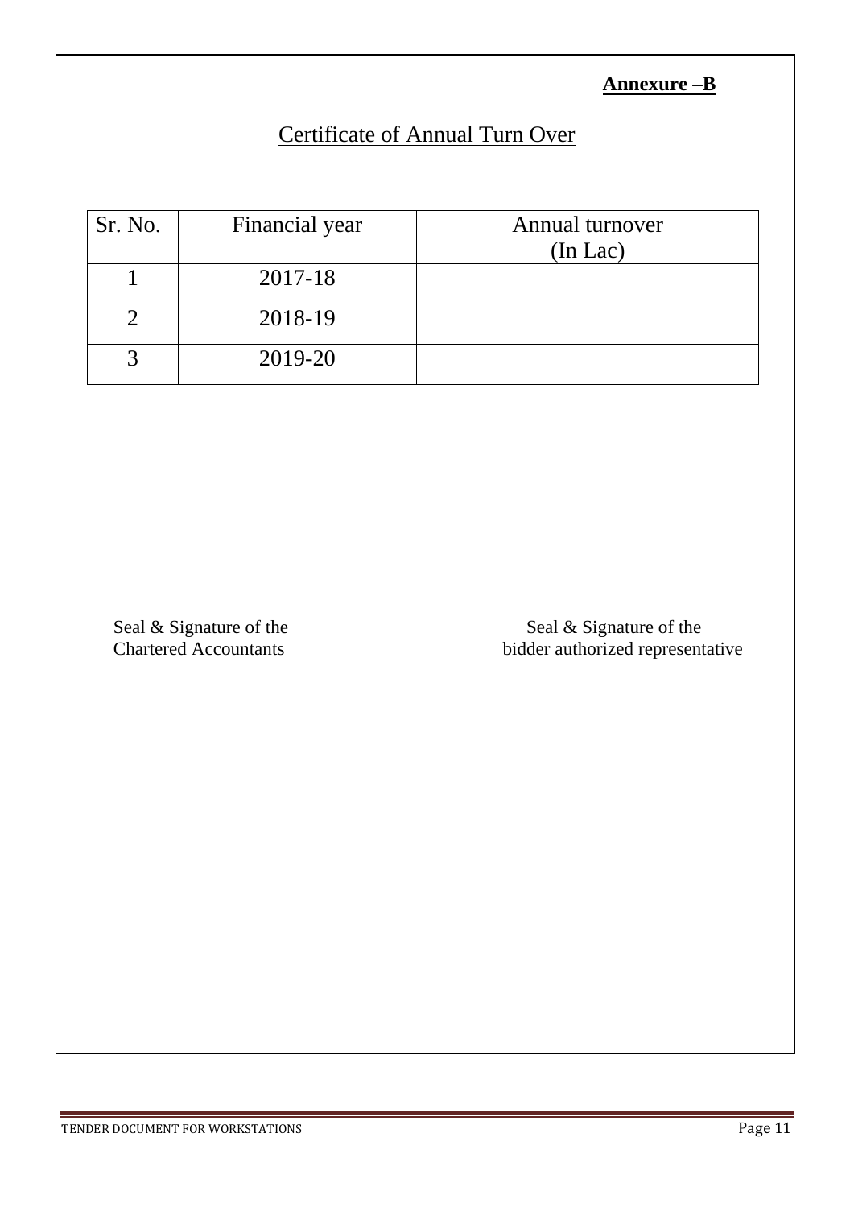**Annexure –B**

# Certificate of Annual Turn Over

| Sr. No. | Financial year | Annual turnover (In Lac) |
|---|---|---|
| 1 | 2017-18 | |
| 2 | 2018-19 | |
| 3 | 2019-20 | |

Seal & Signature of the Chartered Accountants

Seal & Signature of the bidder authorized representative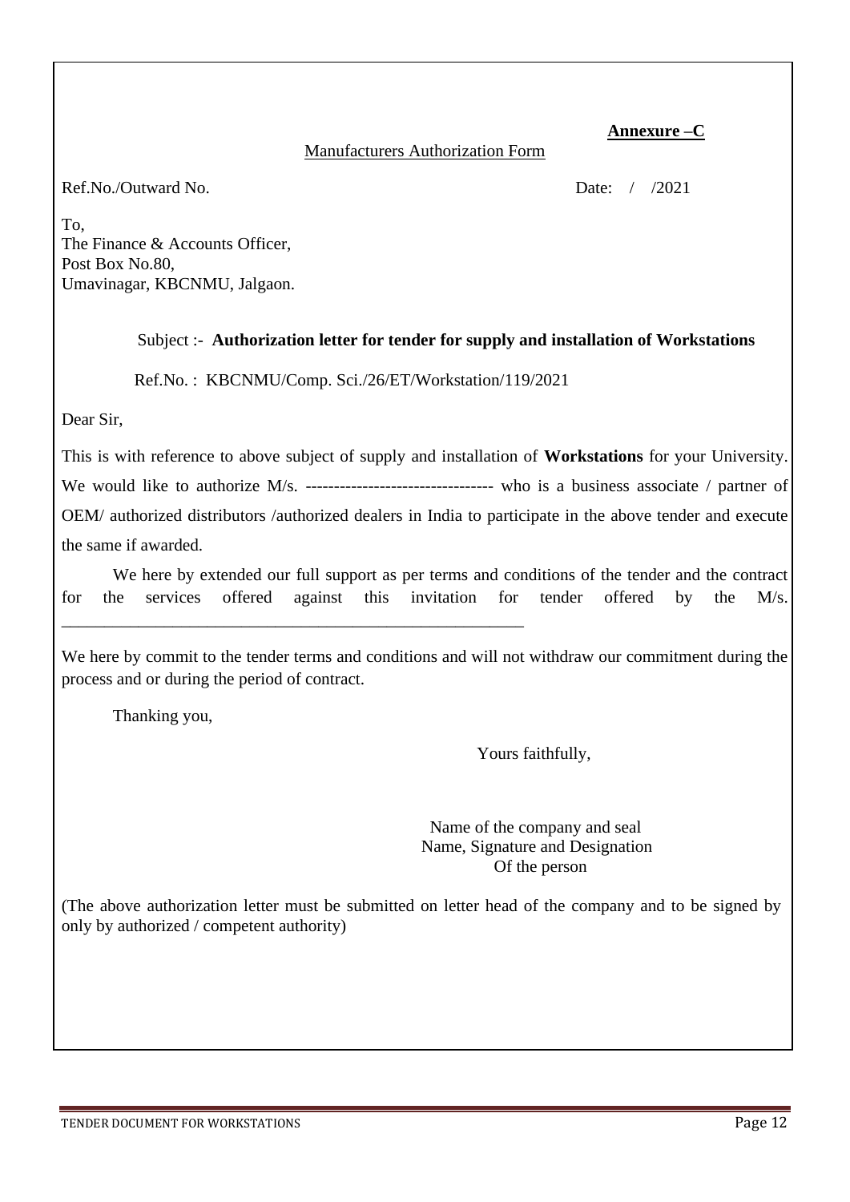**Annexure –C**

Manufacturers Authorization Form

Ref.No./Outward No. Date: / /2021

To,
The Finance & Accounts Officer,
Post Box No.80,
Umavinagar, KBCNMU, Jalgaon.

Subject :- **Authorization letter for tender for supply and installation of Workstations**

Ref.No. : KBCNMU/Comp. Sci./26/ET/Workstation/119/2021

Dear Sir,

This is with reference to above subject of supply and installation of **Workstations** for your University. We would like to authorize M/s. --------------------------------- who is a business associate / partner of OEM/ authorized distributors /authorized dealers in India to participate in the above tender and execute the same if awarded.

We here by extended our full support as per terms and conditions of the tender and the contract for the services offered against this invitation for tender offered by the M/s. ________________________________________________________

We here by commit to the tender terms and conditions and will not withdraw our commitment during the process and or during the period of contract.

Thanking you,

Yours faithfully,

Name of the company and seal
Name, Signature and Designation
Of the person

(The above authorization letter must be submitted on letter head of the company and to be signed by only by authorized / competent authority)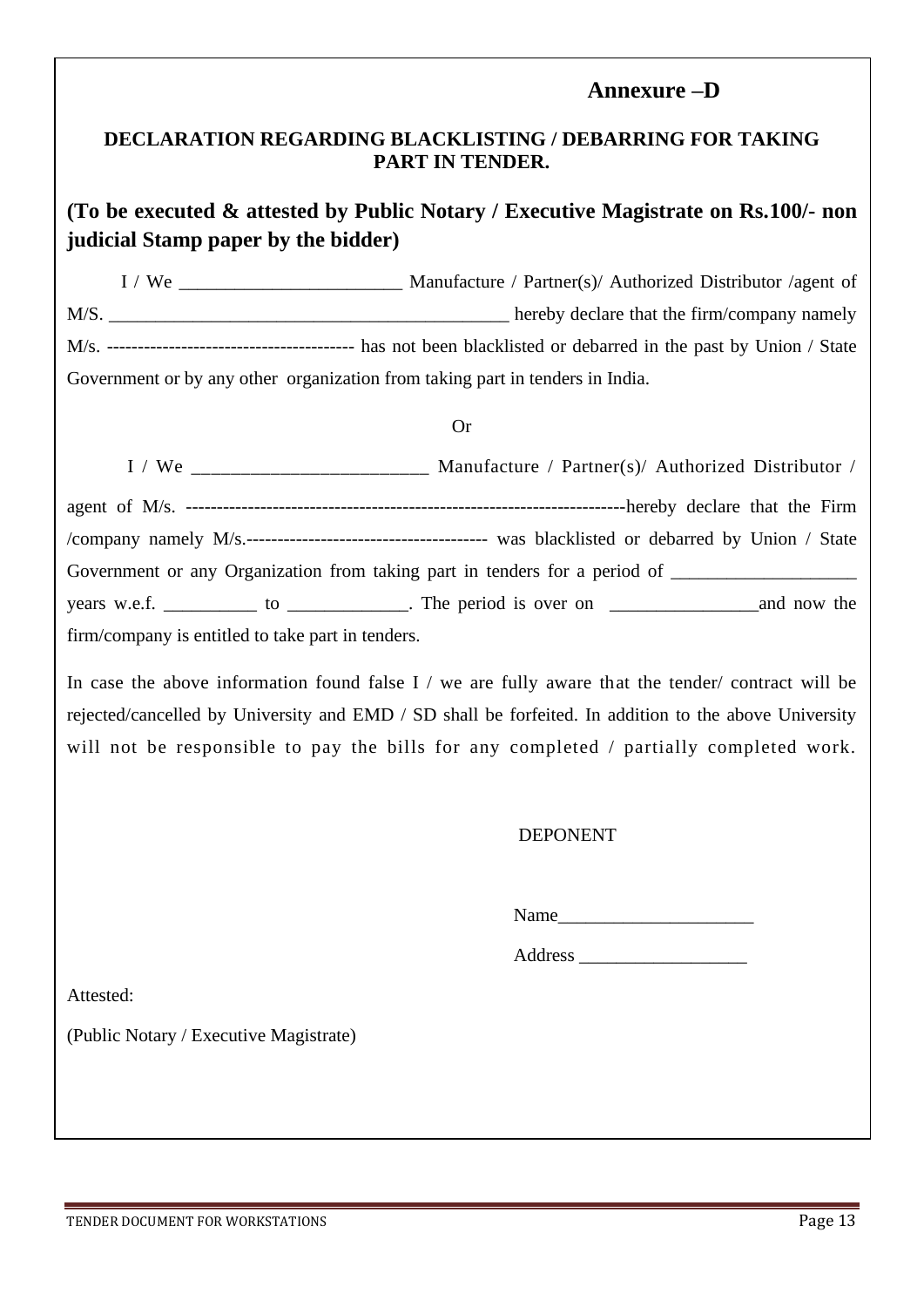**Annexure –D**

**DECLARATION REGARDING BLACKLISTING / DEBARRING FOR TAKING PART IN TENDER.**

**(To be executed & attested by Public Notary / Executive Magistrate on Rs.100/- non judicial Stamp paper by the bidder)**

I / We ________________________ Manufacture / Partner(s)/ Authorized Distributor /agent of M/S. ____________________________________________ hereby declare that the firm/company namely M/s. ---------------------------------------- has not been blacklisted or debarred in the past by Union / State Government or by any other organization from taking part in tenders in India.

Or

I / We ________________________ Manufacture / Partner(s)/ Authorized Distributor / agent of M/s. -----------------------------------------------------------------------hereby declare that the Firm /company namely M/s.--------------------------------------- was blacklisted or debarred by Union / State Government or any Organization from taking part in tenders for a period of ___________________ years w.e.f. __________ to _____________. The period is over on ________________and now the firm/company is entitled to take part in tenders.

In case the above information found false I / we are fully aware that the tender/ contract will be rejected/cancelled by University and EMD / SD shall be forfeited. In addition to the above University will not be responsible to pay the bills for any completed / partially completed work.

DEPONENT

Name_____________________

Address __________________

Attested:

(Public Notary / Executive Magistrate)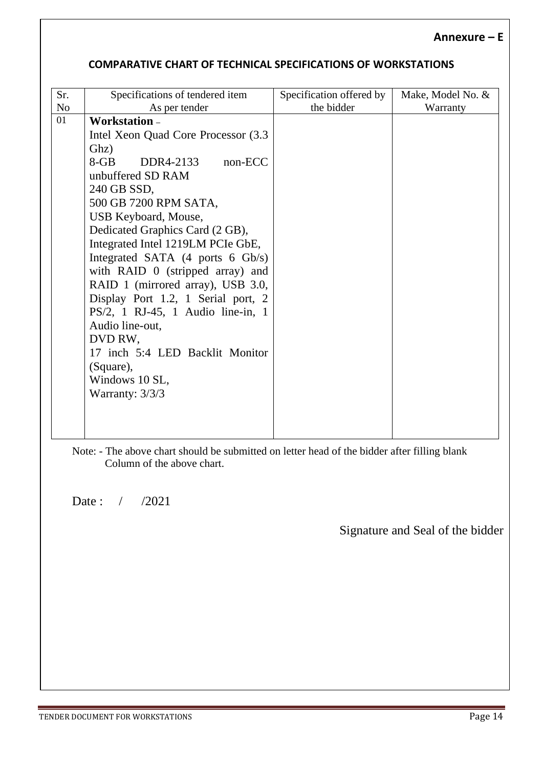**Annexure – E**

## COMPARATIVE CHART OF TECHNICAL SPECIFICATIONS OF WORKSTATIONS

| Sr. No | Specifications of tendered item As per tender | Specification offered by the bidder | Make, Model No. & Warranty |
|---|---|---|---|
| 01 | **Workstation** – Intel Xeon Quad Core Processor (3.3 Ghz) 8-GB DDR4-2133 non-ECC unbuffered SD RAM 240 GB SSD, 500 GB 7200 RPM SATA, USB Keyboard, Mouse, Dedicated Graphics Card (2 GB), Integrated Intel 1219LM PCIe GbE, Integrated SATA (4 ports 6 Gb/s) with RAID 0 (stripped array) and RAID 1 (mirrored array), USB 3.0, Display Port 1.2, 1 Serial port, 2 PS/2, 1 RJ-45, 1 Audio line-in, 1 Audio line-out, DVD RW, 17 inch 5:4 LED Backlit Monitor (Square), Windows 10 SL, Warranty: 3/3/3 | | |

Note: - The above chart should be submitted on letter head of the bidder after filling blank Column of the above chart.

Date : / /2021

Signature and Seal of the bidder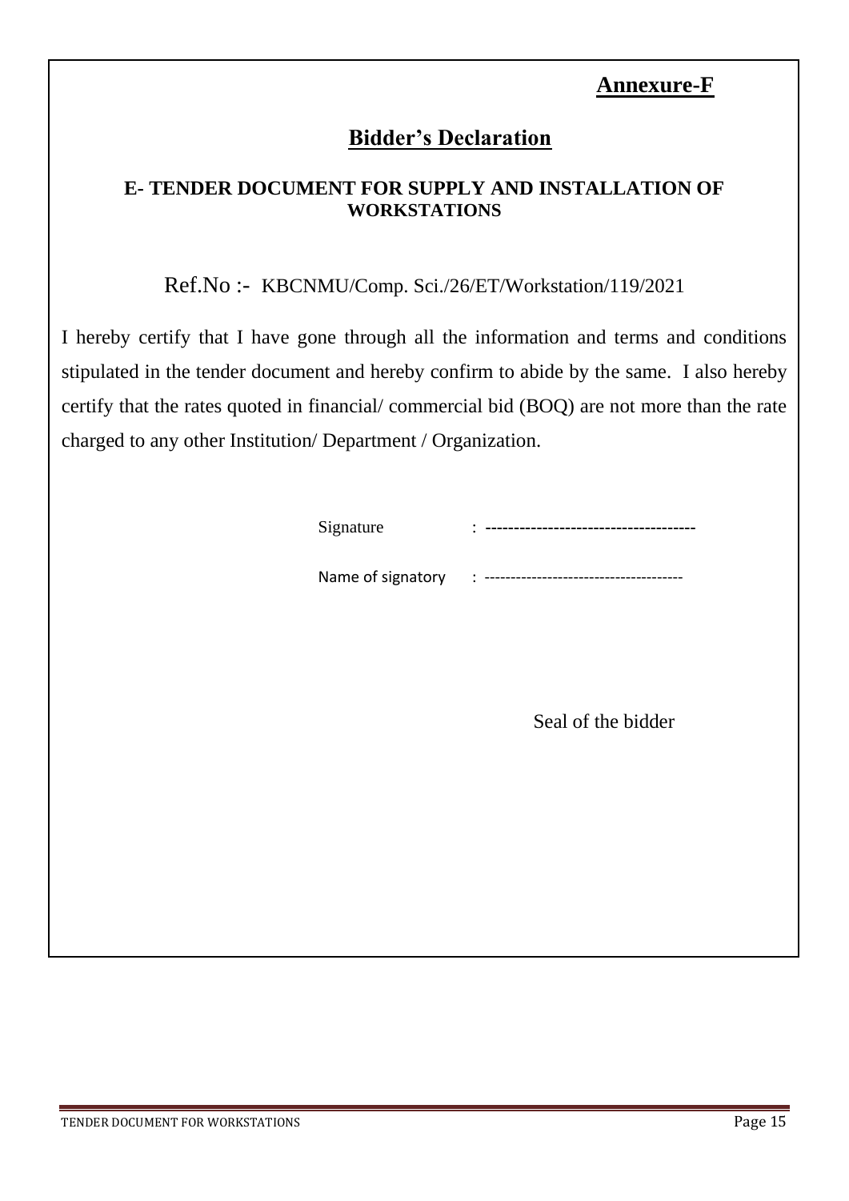**Annexure-F**

## Bidder's Declaration

### E- TENDER DOCUMENT FOR SUPPLY AND INSTALLATION OF WORKSTATIONS

Ref.No :- KBCNMU/Comp. Sci./26/ET/Workstation/119/2021

I hereby certify that I have gone through all the information and terms and conditions stipulated in the tender document and hereby confirm to abide by the same. I also hereby certify that the rates quoted in financial/ commercial bid (BOQ) are not more than the rate charged to any other Institution/ Department / Organization.

Signature : -------------------------------------

Name of signatory : -------------------------------------

Seal of the bidder